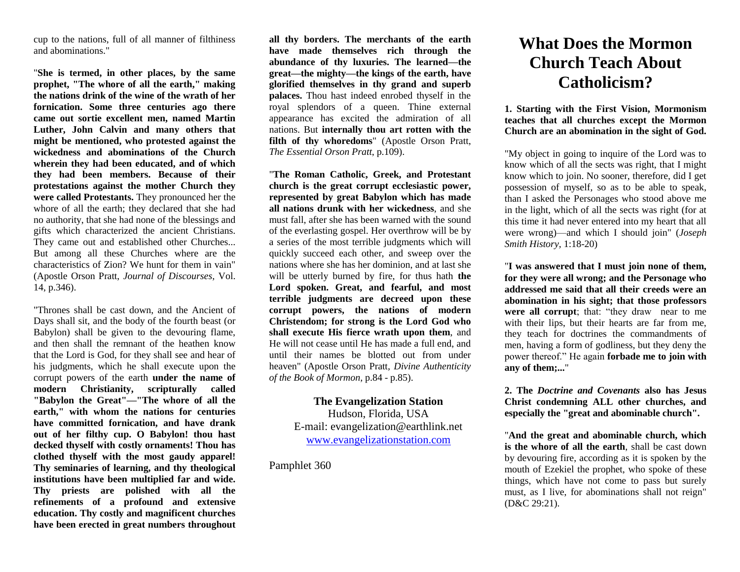cup to the nations, full of all manner of filthiness and abominations."

"**She is termed, in other places, by the same prophet, "The whore of all the earth," making the nations drink of the wine of the wrath of her fornication. Some three centuries ago there came out sortie excellent men, named Martin Luther, John Calvin and many others that might be mentioned, who protested against the wickedness and abominations of the Church wherein they had been educated, and of which they had been members. Because of their protestations against the mother Church they were called Protestants.** They pronounced her the whore of all the earth; they declared that she had no authority, that she had none of the blessings and gifts which characterized the ancient Christians. They came out and established other Churches... But among all these Churches where are the characteristics of Zion? We hunt for them in vain" (Apostle Orson Pratt, *Journal of Discourses,* Vol. 14, p.346).

"Thrones shall be cast down, and the Ancient of Days shall sit, and the body of the fourth beast (or Babylon) shall be given to the devouring flame, and then shall the remnant of the heathen know that the Lord is God, for they shall see and hear of his judgments, which he shall execute upon the corrupt powers of the earth **under the name of modern Christianity, scripturally called "Babylon the Great"—"The whore of all the earth," with whom the nations for centuries have committed fornication, and have drank out of her filthy cup. O Babylon! thou hast decked thyself with costly ornaments! Thou has clothed thyself with the most gaudy apparel! Thy seminaries of learning, and thy theological institutions have been multiplied far and wide. Thy priests are polished with all the refinements of a profound and extensive education. Thy costly and magnificent churches have been erected in great numbers throughout all thy borders. The merchants of the earth have made themselves rich through the abundance of thy luxuries. The learned—the great—the mighty—the kings of the earth, have glorified themselves in thy grand and superb palaces.** Thou hast indeed enrobed thyself in the royal splendors of a queen. Thine external appearance has excited the admiration of all nations. But **internally thou art rotten with the filth of thy whoredoms**" (Apostle Orson Pratt, *The Essential Orson Pratt,* p.109).

"**The Roman Catholic, Greek, and Protestant church is the great corrupt ecclesiastic power, represented by great Babylon which has made all nations drunk with her wickedness**, and she must fall, after she has been warned with the sound of the everlasting gospel. Her overthrow will be by a series of the most terrible judgments which will quickly succeed each other, and sweep over the nations where she has her dominion, and at last she will be utterly burned by fire, for thus hath **the Lord spoken. Great, and fearful, and most terrible judgments are decreed upon these corrupt powers, the nations of modern Christendom; for strong is the Lord God who shall execute His fierce wrath upon them**, and He will not cease until He has made a full end, and until their names be blotted out from under heaven" (Apostle Orson Pratt*, Divine Authenticity of the Book of Mormon,* p.84 - p.85).

**The Evangelization Station**
Hudson, Florida, USA
E-mail: evangelization@earthlink.net
www.evangelizationstation.com

Pamphlet 360

# What Does the Mormon Church Teach About Catholicism?

**1. Starting with the First Vision, Mormonism teaches that all churches except the Mormon Church are an abomination in the sight of God.**

"My object in going to inquire of the Lord was to know which of all the sects was right, that I might know which to join. No sooner, therefore, did I get possession of myself, so as to be able to speak, than I asked the Personages who stood above me in the light, which of all the sects was right (for at this time it had never entered into my heart that all were wrong)—and which I should join" (*Joseph Smith History*, 1:18-20)

"**I was answered that I must join none of them, for they were all wrong; and the Personage who addressed me said that all their creeds were an abomination in his sight; that those professors were all corrupt**; that: "they draw near to me with their lips, but their hearts are far from me, they teach for doctrines the commandments of men, having a form of godliness, but they deny the power thereof." He again **forbade me to join with any of them;...**"

**2. The *Doctrine and Covenants* also has Jesus Christ condemning ALL other churches, and especially the "great and abominable church".**

"**And the great and abominable church, which is the whore of all the earth**, shall be cast down by devouring fire, according as it is spoken by the mouth of Ezekiel the prophet, who spoke of these things, which have not come to pass but surely must, as I live, for abominations shall not reign" (D&C 29:21).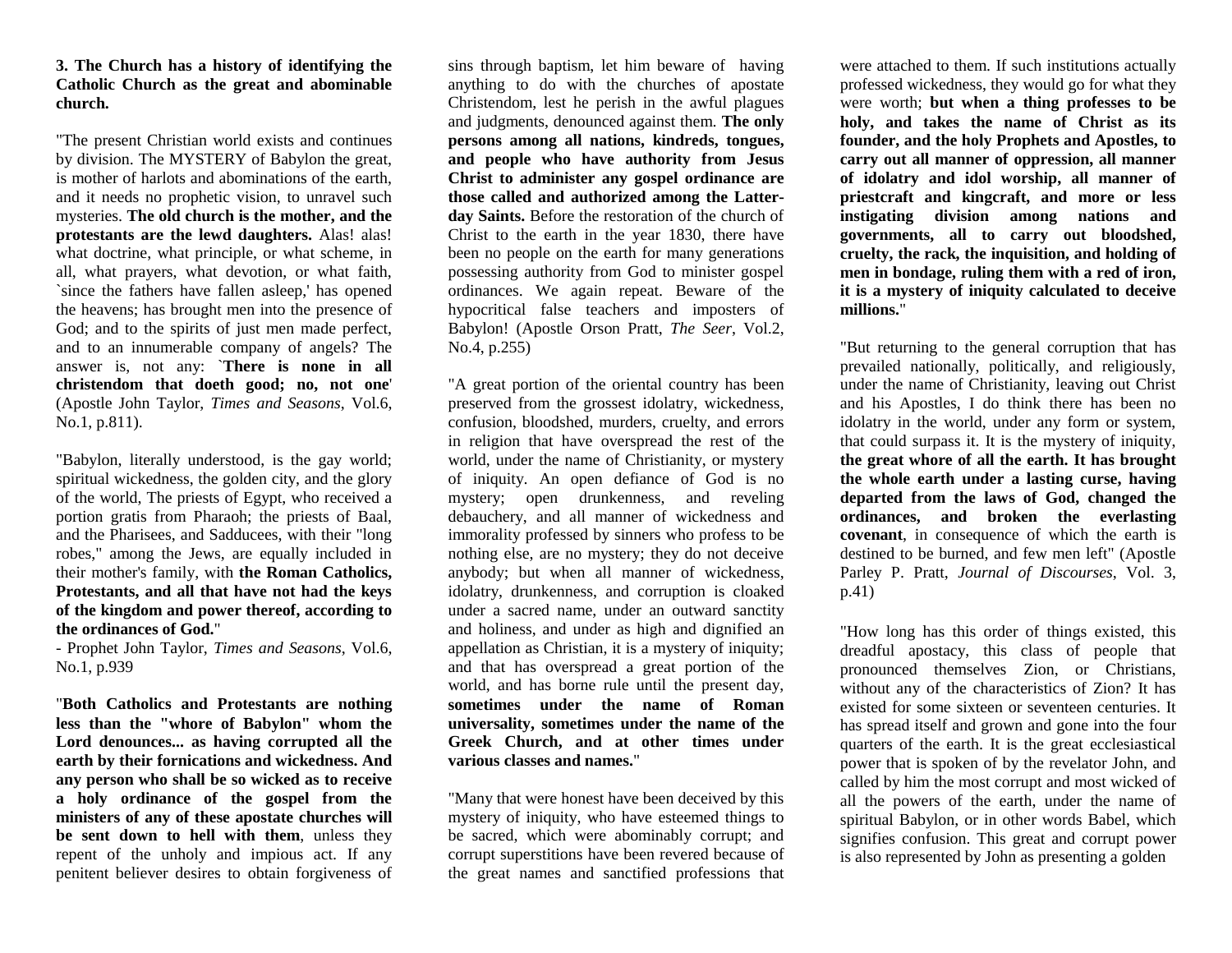**3. The Church has a history of identifying the Catholic Church as the great and abominable church.**

"The present Christian world exists and continues by division. The MYSTERY of Babylon the great, is mother of harlots and abominations of the earth, and it needs no prophetic vision, to unravel such mysteries. **The old church is the mother, and the protestants are the lewd daughters.** Alas! alas! what doctrine, what principle, or what scheme, in all, what prayers, what devotion, or what faith, `since the fathers have fallen asleep,' has opened the heavens; has brought men into the presence of God; and to the spirits of just men made perfect, and to an innumerable company of angels? The answer is, not any: **`There is none in all christendom that doeth good; no, not one**' (Apostle John Taylor, *Times and Seasons*, Vol.6, No.1, p.811).

"Babylon, literally understood, is the gay world; spiritual wickedness, the golden city, and the glory of the world, The priests of Egypt, who received a portion gratis from Pharaoh; the priests of Baal, and the Pharisees, and Sadducees, with their "long robes," among the Jews, are equally included in their mother's family, with **the Roman Catholics, Protestants, and all that have not had the keys of the kingdom and power thereof, according to the ordinances of God.**"
- Prophet John Taylor, *Times and Seasons*, Vol.6, No.1, p.939

"**Both Catholics and Protestants are nothing less than the "whore of Babylon" whom the Lord denounces... as having corrupted all the earth by their fornications and wickedness. And any person who shall be so wicked as to receive a holy ordinance of the gospel from the ministers of any of these apostate churches will be sent down to hell with them**, unless they repent of the unholy and impious act. If any penitent believer desires to obtain forgiveness of sins through baptism, let him beware of having anything to do with the churches of apostate Christendom, lest he perish in the awful plagues and judgments, denounced against them. **The only persons among all nations, kindreds, tongues, and people who have authority from Jesus Christ to administer any gospel ordinance are those called and authorized among the Latter-day Saints.** Before the restoration of the church of Christ to the earth in the year 1830, there have been no people on the earth for many generations possessing authority from God to minister gospel ordinances. We again repeat. Beware of the hypocritical false teachers and imposters of Babylon! (Apostle Orson Pratt, *The Seer*, Vol.2, No.4, p.255)

"A great portion of the oriental country has been preserved from the grossest idolatry, wickedness, confusion, bloodshed, murders, cruelty, and errors in religion that have overspread the rest of the world, under the name of Christianity, or mystery of iniquity. An open defiance of God is no mystery; open drunkenness, and reveling debauchery, and all manner of wickedness and immorality professed by sinners who profess to be nothing else, are no mystery; they do not deceive anybody; but when all manner of wickedness, idolatry, drunkenness, and corruption is cloaked under a sacred name, under an outward sanctity and holiness, and under as high and dignified an appellation as Christian, it is a mystery of iniquity; and that has overspread a great portion of the world, and has borne rule until the present day, **sometimes under the name of Roman universality, sometimes under the name of the Greek Church, and at other times under various classes and names.**"

"Many that were honest have been deceived by this mystery of iniquity, who have esteemed things to be sacred, which were abominably corrupt; and corrupt superstitions have been revered because of the great names and sanctified professions that were attached to them. If such institutions actually professed wickedness, they would go for what they were worth; **but when a thing professes to be holy, and takes the name of Christ as its founder, and the holy Prophets and Apostles, to carry out all manner of oppression, all manner of idolatry and idol worship, all manner of priestcraft and kingcraft, and more or less instigating division among nations and governments, all to carry out bloodshed, cruelty, the rack, the inquisition, and holding of men in bondage, ruling them with a red of iron, it is a mystery of iniquity calculated to deceive millions.**"

"But returning to the general corruption that has prevailed nationally, politically, and religiously, under the name of Christianity, leaving out Christ and his Apostles, I do think there has been no idolatry in the world, under any form or system, that could surpass it. It is the mystery of iniquity, **the great whore of all the earth. It has brought the whole earth under a lasting curse, having departed from the laws of God, changed the ordinances, and broken the everlasting covenant**, in consequence of which the earth is destined to be burned, and few men left" (Apostle Parley P. Pratt, *Journal of Discourses*, Vol. 3, p.41)

"How long has this order of things existed, this dreadful apostacy, this class of people that pronounced themselves Zion, or Christians, without any of the characteristics of Zion? It has existed for some sixteen or seventeen centuries. It has spread itself and grown and gone into the four quarters of the earth. It is the great ecclesiastical power that is spoken of by the revelator John, and called by him the most corrupt and most wicked of all the powers of the earth, under the name of spiritual Babylon, or in other words Babel, which signifies confusion. This great and corrupt power is also represented by John as presenting a golden